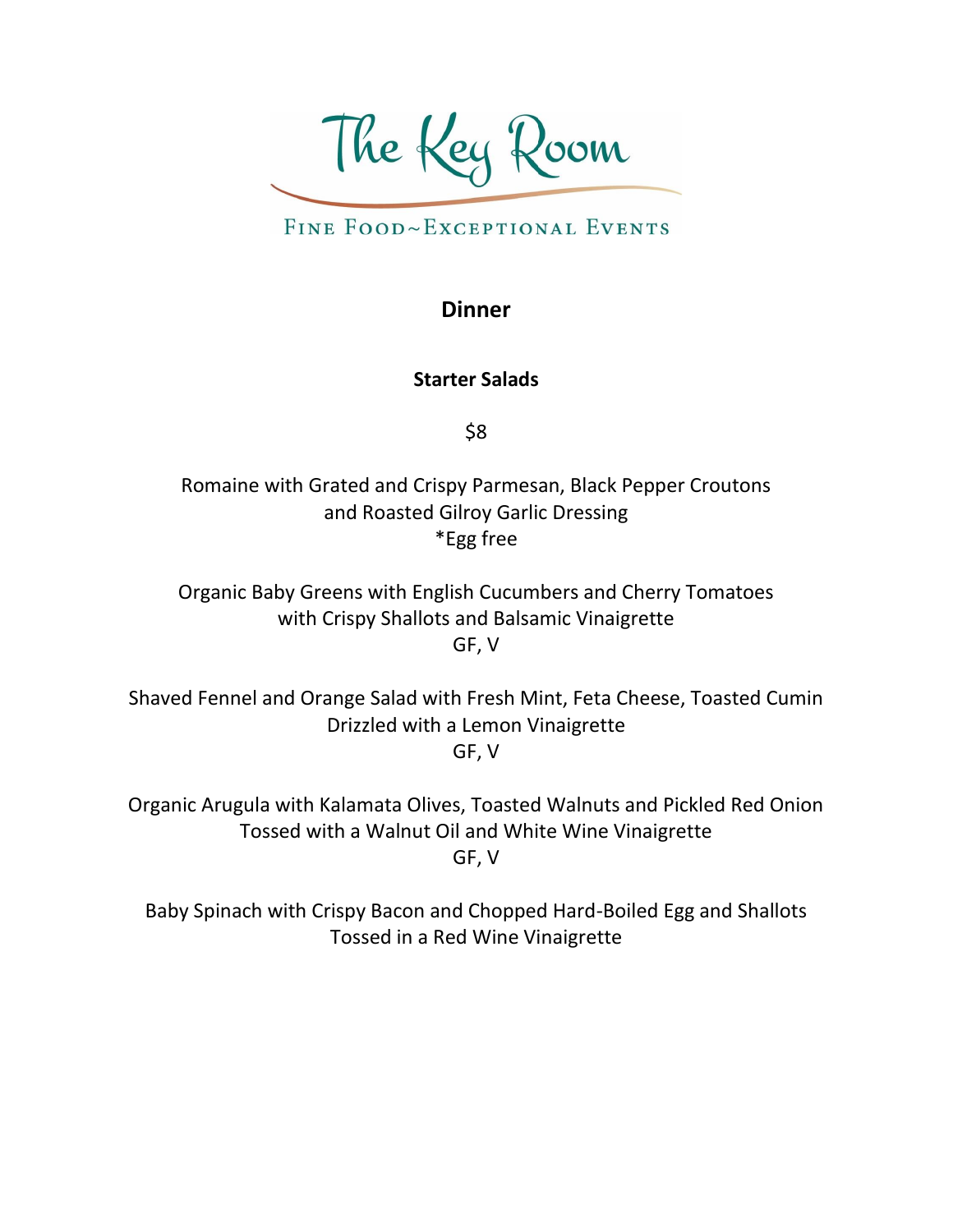# The Key Room

FINE FOOD~EXCEPTIONAL EVENTS

## Dinner

### Starter Salads

$8

Romaine with Grated and Crispy Parmesan, Black Pepper Croutons
and Roasted Gilroy Garlic Dressing
*Egg free

Organic Baby Greens with English Cucumbers and Cherry Tomatoes
with Crispy Shallots and Balsamic Vinaigrette
GF, V

Shaved Fennel and Orange Salad with Fresh Mint, Feta Cheese, Toasted Cumin
Drizzled with a Lemon Vinaigrette
GF, V

Organic Arugula with Kalamata Olives, Toasted Walnuts and Pickled Red Onion
Tossed with a Walnut Oil and White Wine Vinaigrette
GF, V

Baby Spinach with Crispy Bacon and Chopped Hard-Boiled Egg and Shallots
Tossed in a Red Wine Vinaigrette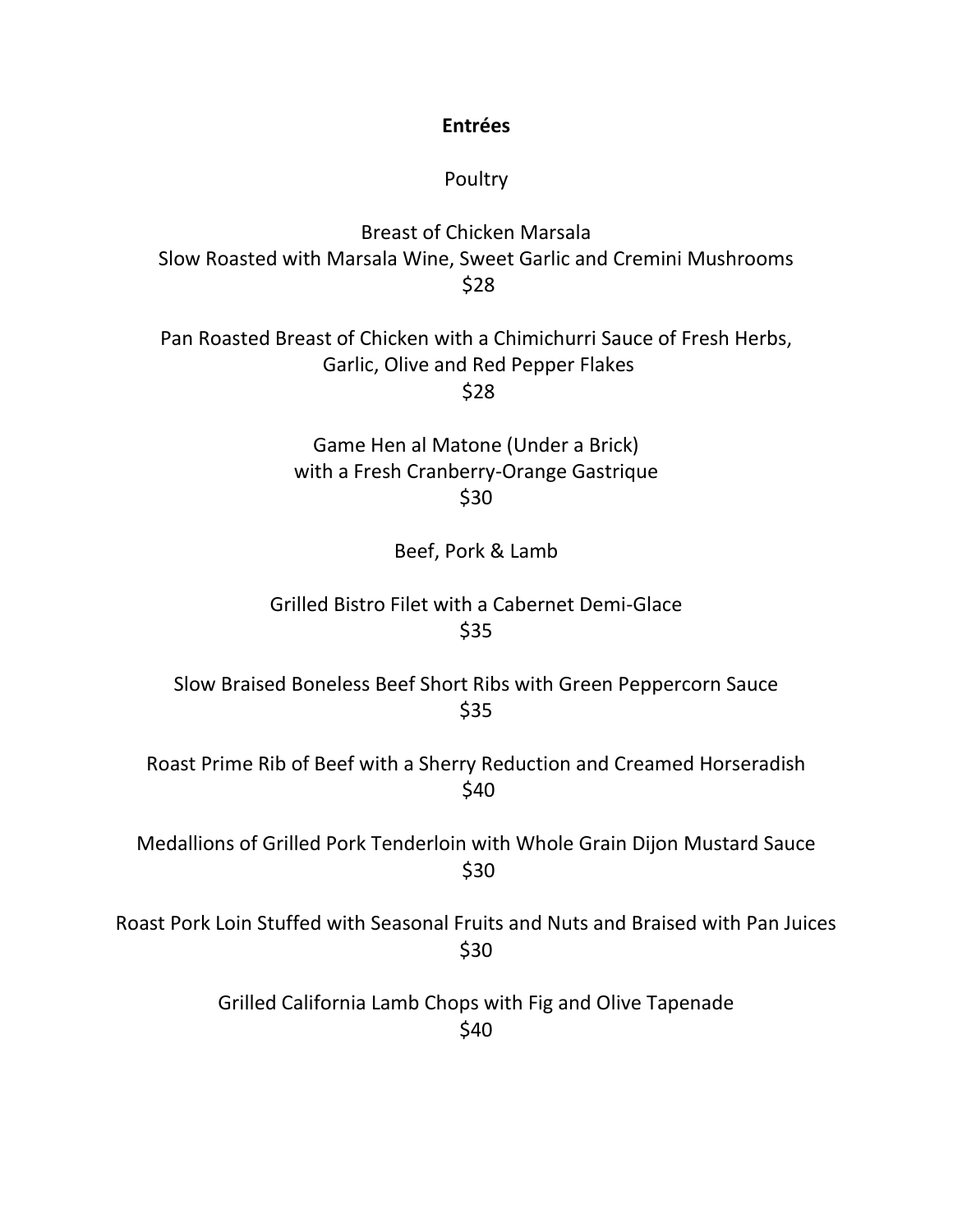## Entrées

### Poultry

Breast of Chicken Marsala
Slow Roasted with Marsala Wine, Sweet Garlic and Cremini Mushrooms
$28

Pan Roasted Breast of Chicken with a Chimichurri Sauce of Fresh Herbs, Garlic, Olive and Red Pepper Flakes
$28

Game Hen al Matone (Under a Brick)
with a Fresh Cranberry-Orange Gastrique
$30

### Beef, Pork & Lamb

Grilled Bistro Filet with a Cabernet Demi-Glace
$35

Slow Braised Boneless Beef Short Ribs with Green Peppercorn Sauce
$35

Roast Prime Rib of Beef with a Sherry Reduction and Creamed Horseradish
$40

Medallions of Grilled Pork Tenderloin with Whole Grain Dijon Mustard Sauce
$30

Roast Pork Loin Stuffed with Seasonal Fruits and Nuts and Braised with Pan Juices
$30

Grilled California Lamb Chops with Fig and Olive Tapenade
$40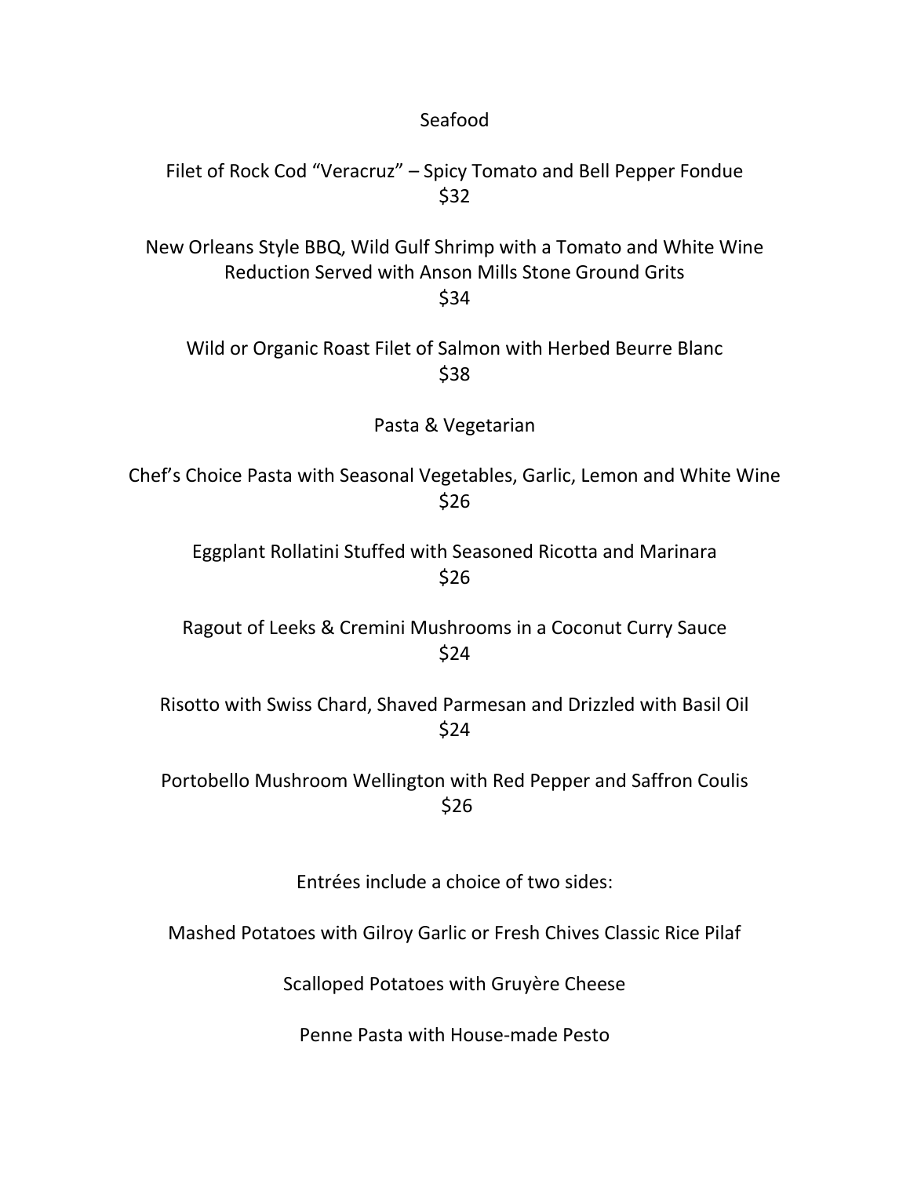## Seafood

Filet of Rock Cod "Veracruz" – Spicy Tomato and Bell Pepper Fondue
$32

New Orleans Style BBQ, Wild Gulf Shrimp with a Tomato and White Wine Reduction Served with Anson Mills Stone Ground Grits
$34

Wild or Organic Roast Filet of Salmon with Herbed Beurre Blanc
$38

## Pasta & Vegetarian

Chef's Choice Pasta with Seasonal Vegetables, Garlic, Lemon and White Wine
$26

Eggplant Rollatini Stuffed with Seasoned Ricotta and Marinara
$26

Ragout of Leeks & Cremini Mushrooms in a Coconut Curry Sauce
$24

Risotto with Swiss Chard, Shaved Parmesan and Drizzled with Basil Oil
$24

Portobello Mushroom Wellington with Red Pepper and Saffron Coulis
$26

Entrées include a choice of two sides:

Mashed Potatoes with Gilroy Garlic or Fresh Chives Classic Rice Pilaf

Scalloped Potatoes with Gruyère Cheese

Penne Pasta with House-made Pesto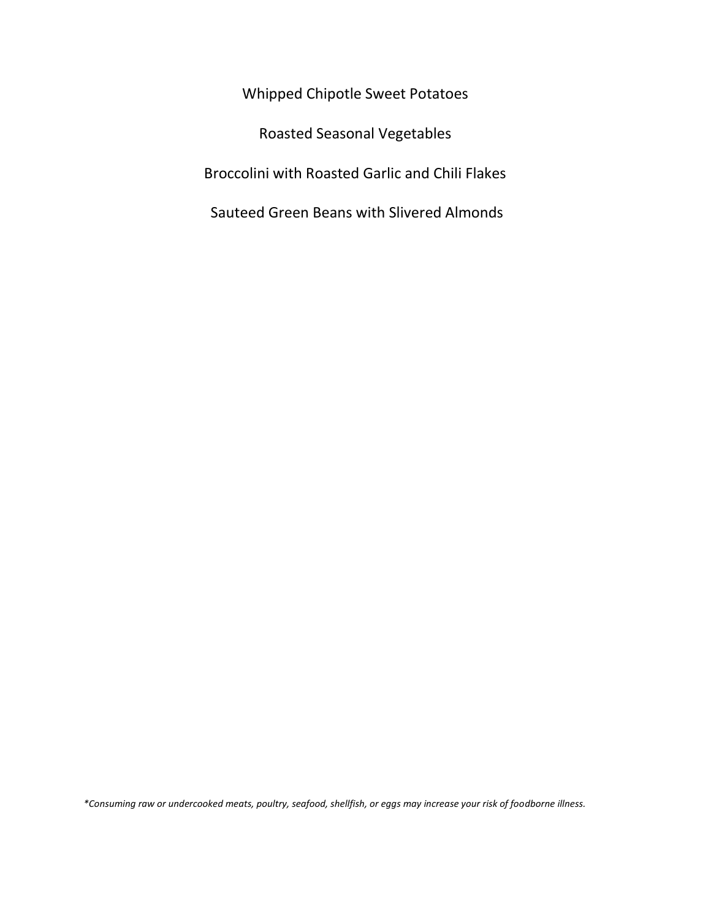Whipped Chipotle Sweet Potatoes

Roasted Seasonal Vegetables

Broccolini with Roasted Garlic and Chili Flakes

Sauteed Green Beans with Slivered Almonds

*\*Consuming raw or undercooked meats, poultry, seafood, shellfish, or eggs may increase your risk of foodborne illness.*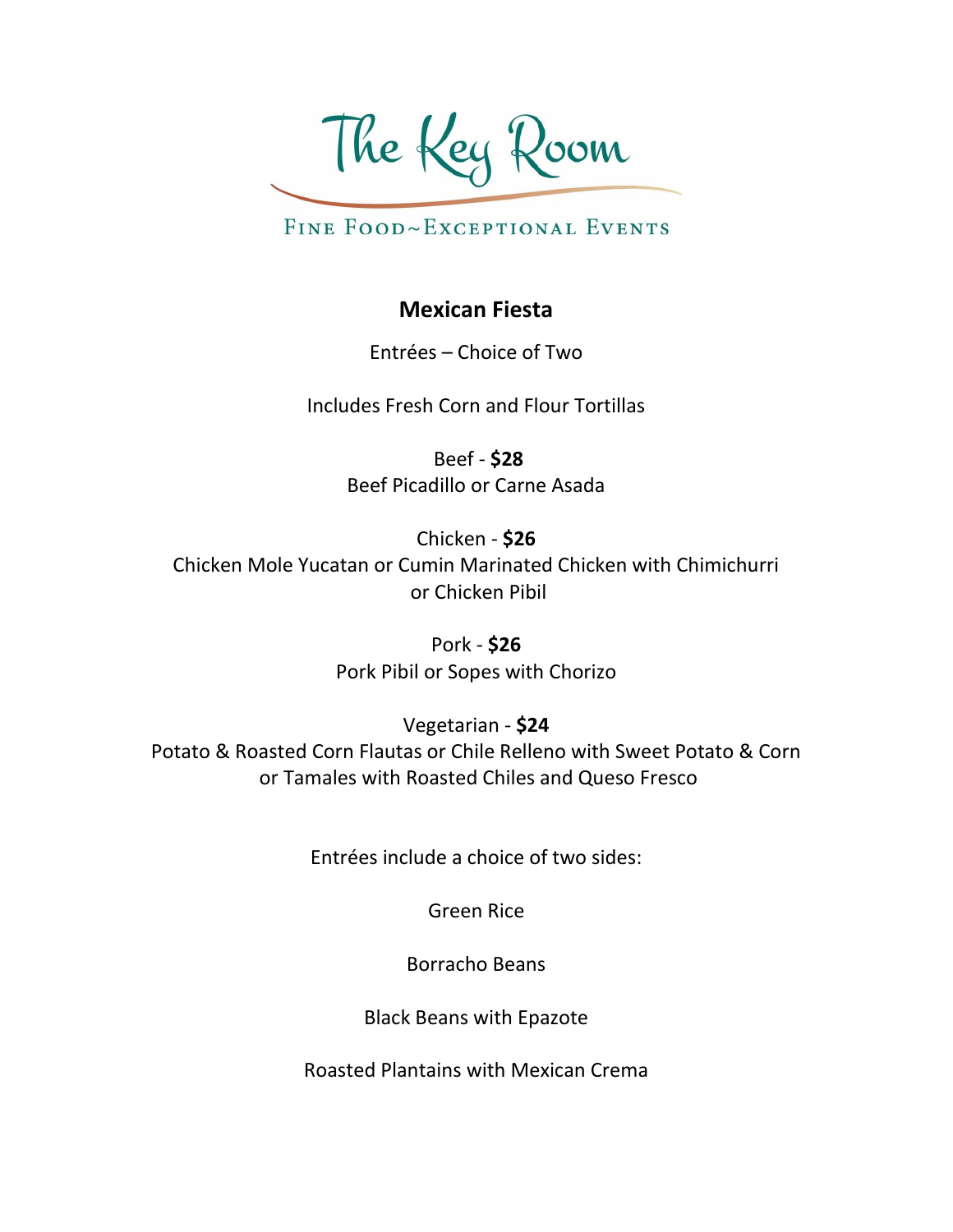The Key Room

FINE FOOD~EXCEPTIONAL EVENTS

## Mexican Fiesta

Entrées – Choice of Two

Includes Fresh Corn and Flour Tortillas

Beef - **$28**
Beef Picadillo or Carne Asada

Chicken - **$26**
Chicken Mole Yucatan or Cumin Marinated Chicken with Chimichurri or Chicken Pibil

Pork - **$26**
Pork Pibil or Sopes with Chorizo

Vegetarian - **$24**
Potato & Roasted Corn Flautas or Chile Relleno with Sweet Potato & Corn or Tamales with Roasted Chiles and Queso Fresco

Entrées include a choice of two sides:

Green Rice

Borracho Beans

Black Beans with Epazote

Roasted Plantains with Mexican Crema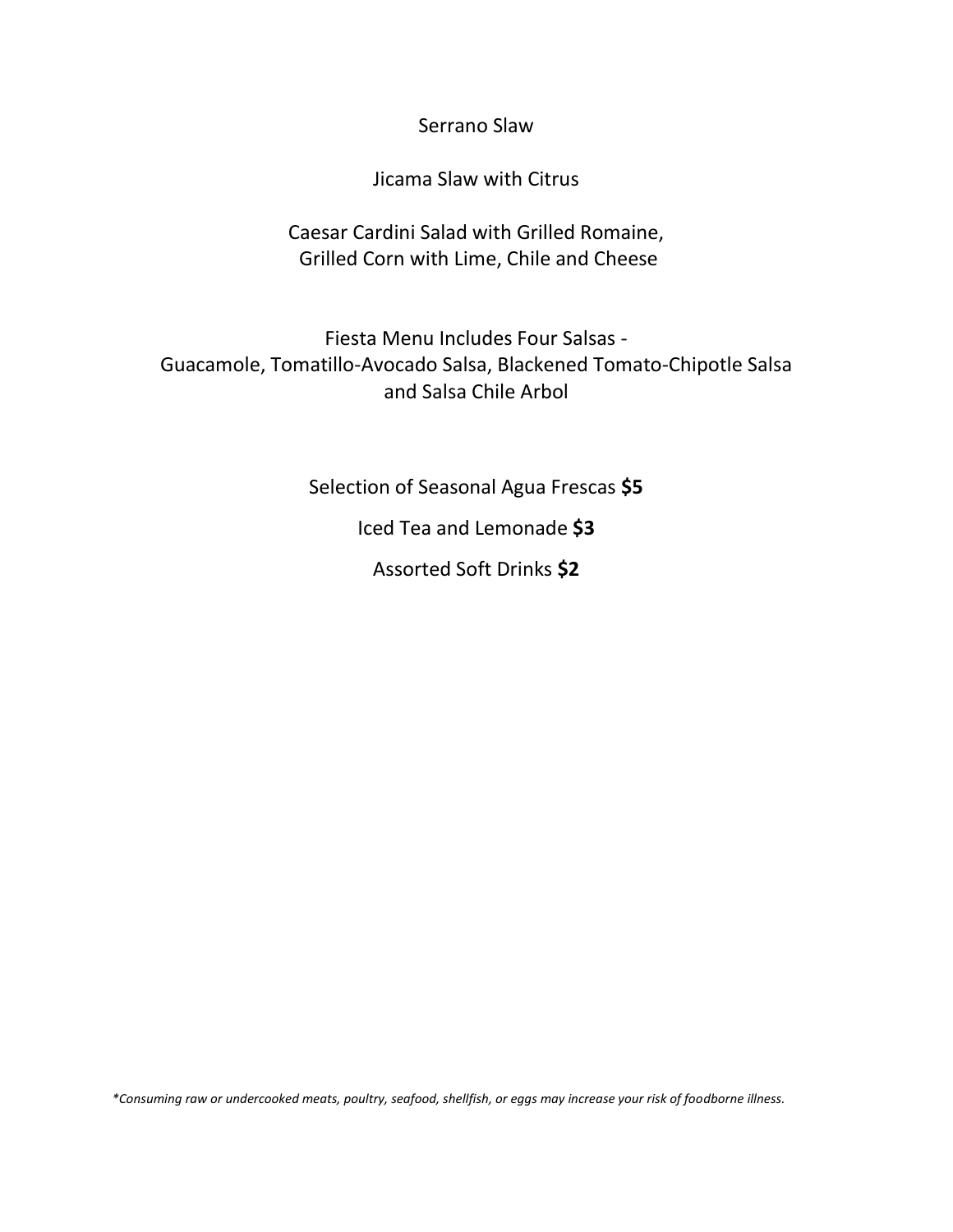Serrano Slaw

Jicama Slaw with Citrus

Caesar Cardini Salad with Grilled Romaine,
Grilled Corn with Lime, Chile and Cheese

Fiesta Menu Includes Four Salsas -
Guacamole, Tomatillo-Avocado Salsa, Blackened Tomato-Chipotle Salsa
and Salsa Chile Arbol

Selection of Seasonal Agua Frescas **$5**

Iced Tea and Lemonade **$3**

Assorted Soft Drinks **$2**

*\*Consuming raw or undercooked meats, poultry, seafood, shellfish, or eggs may increase your risk of foodborne illness.*